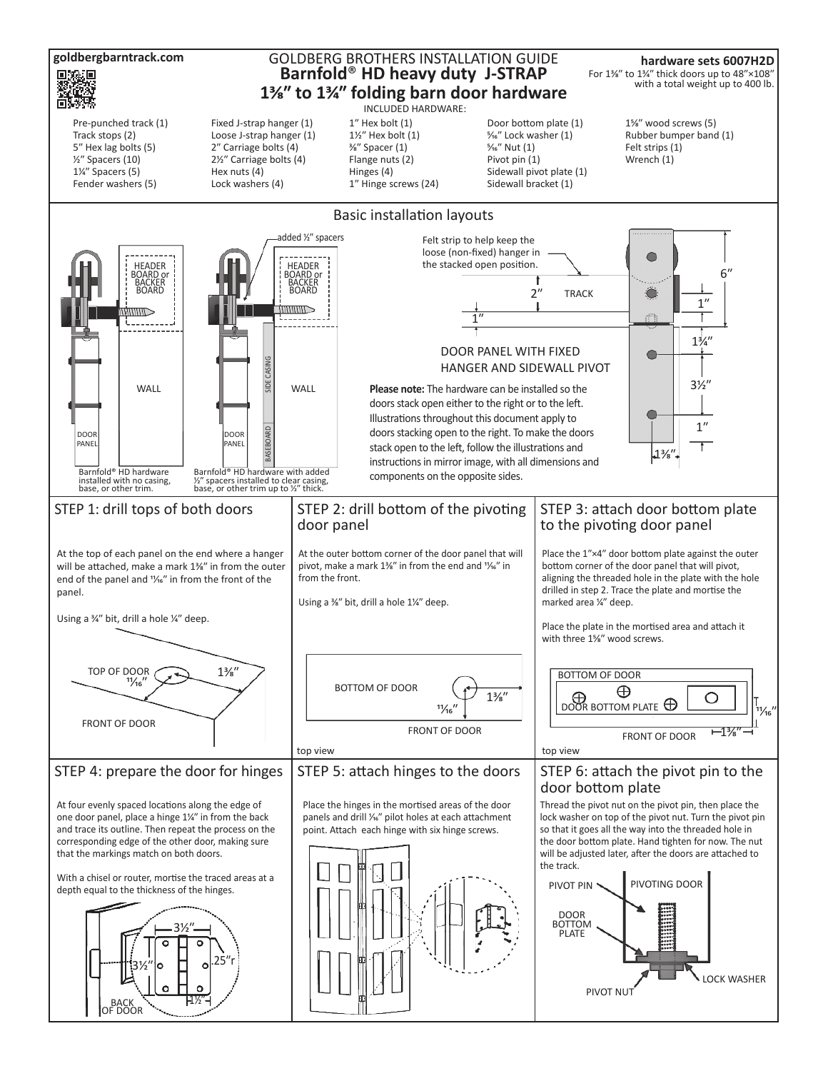goldbergbarntrack.com

# GOLDBERG BROTHERS INSTALLATION GUIDE
# Barnfold® HD heavy duty J-STRAP 1⅜″ to 1¾″ folding barn door hardware

**hardware sets 6007H2D**
For 1⅜″ to 1¾″ thick doors up to 48″×108″ with a total weight up to 400 lb.

INCLUDED HARDWARE:

- Pre-punched track (1)
- Track stops (2)
- 5″ Hex lag bolts (5)
- ½″ Spacers (10)
- 1¼″ Spacers (5)
- Fender washers (5)
- Fixed J-strap hanger (1)
- Loose J-strap hanger (1)
- 2″ Carriage bolts (4)
- 2½″ Carriage bolts (4)
- Hex nuts (4)
- Lock washers (4)
- 1″ Hex bolt (1)
- 1½″ Hex bolt (1)
- ⅜″ Spacer (1)
- Flange nuts (2)
- Hinges (4)
- 1″ Hinge screws (24)
- Door bottom plate (1)
- 5⁄16″ Lock washer (1)
- 5⁄16″ Nut (1)
- Pivot pin (1)
- Sidewall pivot plate (1)
- Sidewall bracket (1)
- 1⅝″ wood screws (5)
- Rubber bumper band (1)
- Felt strips (1)
- Wrench (1)

## Basic installation layouts

Barnfold® HD hardware installed with no casing, base, or other trim.

Barnfold® HD hardware with added ½″ spacers installed to clear casing, base, or other trim up to ½″ thick.

Felt strip to help keep the loose (non-fixed) hanger in the stacked open position.

DOOR PANEL WITH FIXED HANGER AND SIDEWALL PIVOT

**Please note:** The hardware can be installed so the doors stack open either to the right or to the left. Illustrations throughout this document apply to doors stacking open to the right. To make the doors stack open to the left, follow the illustrations and instructions in mirror image, with all dimensions and components on the opposite sides.

## STEP 1: drill tops of both doors

At the top of each panel on the end where a hanger will be attached, make a mark 1⅜″ in from the outer end of the panel and 11⁄16″ in from the front of the panel.

Using a ¾″ bit, drill a hole ¼″ deep.

## STEP 2: drill bottom of the pivoting door panel

At the outer bottom corner of the door panel that will pivot, make a mark 1⅜″ in from the end and 11⁄16″ in from the front.

Using a ⅜″ bit, drill a hole 1¼″ deep.

## STEP 3: attach door bottom plate to the pivoting door panel

Place the 1″×4″ door bottom plate against the outer bottom corner of the door panel that will pivot, aligning the threaded hole in the plate with the hole drilled in step 2. Trace the plate and mortise the marked area ¼″ deep.

Place the plate in the mortised area and attach it with three 1⅝″ wood screws.

## STEP 4: prepare the door for hinges

At four evenly spaced locations along the edge of one door panel, place a hinge 1¼″ in from the back and trace its outline. Then repeat the process on the corresponding edge of the other door, making sure that the markings match on both doors.

With a chisel or router, mortise the traced areas at a depth equal to the thickness of the hinges.

## STEP 5: attach hinges to the doors

Place the hinges in the mortised areas of the door panels and drill 1⁄16″ pilot holes at each attachment point. Attach each hinge with six hinge screws.

## STEP 6: attach the pivot pin to the door bottom plate

Thread the pivot nut on the pivot pin, then place the lock washer on top of the pivot nut. Turn the pivot pin so that it goes all the way into the threaded hole in the door bottom plate. Hand tighten for now. The nut will be adjusted later, after the doors are attached to the track.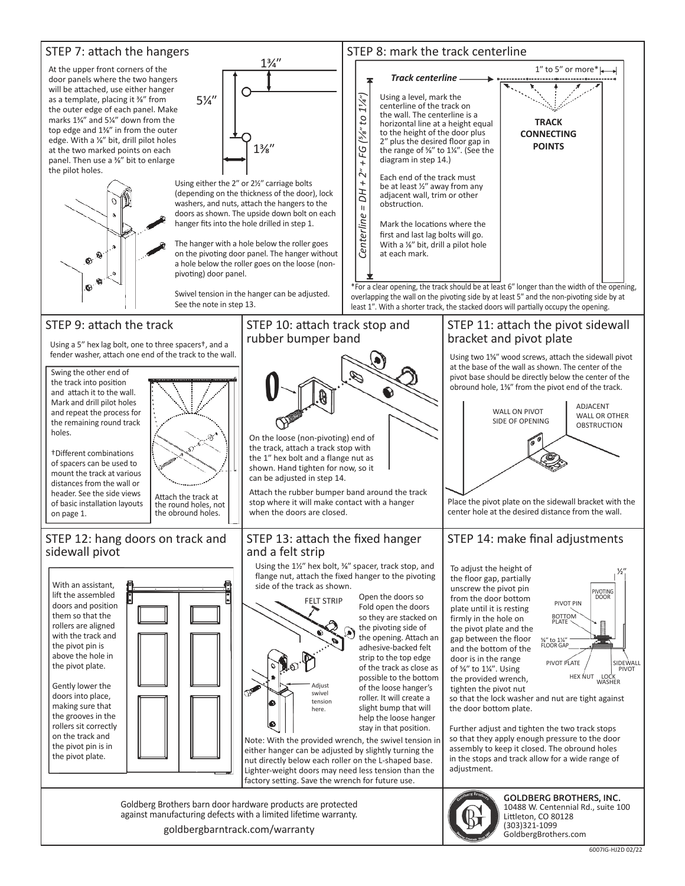## STEP 7: attach the hangers

At the upper front corners of the door panels where the two hangers will be attached, use either hanger as a template, placing it ⅜" from the outer edge of each panel. Make marks 1¾" and 5¼" down from the top edge and 1⅜" in from the outer edge. With a ⅛" bit, drill pilot holes at the two marked points on each panel. Then use a ⅜" bit to enlarge the pilot holes.

1¾"
5¼"
1⅜"

Using either the 2" or 2½" carriage bolts (depending on the thickness of the door), lock washers, and nuts, attach the hangers to the doors as shown. The upside down bolt on each hanger fits into the hole drilled in step 1.

The hanger with a hole below the roller goes on the pivoting door panel. The hanger without a hole below the roller goes on the loose (non-pivoting) door panel.

Swivel tension in the hanger can be adjusted. See the note in step 13.

## STEP 8: mark the track centerline

*Track centerline*

1" to 5" or more*

**TRACK CONNECTING POINTS**

*Centerline = DH + 2" + FG (⅝" to 1¼")*

Using a level, mark the centerline of the track on the wall. The centerline is a horizontal line at a height equal to the height of the door plus 2" plus the desired floor gap in the range of ⅝" to 1¼". (See the diagram in step 14.)

Each end of the track must be at least ½" away from any adjacent wall, trim or other obstruction.

Mark the locations where the first and last lag bolts will go. With a ⅛" bit, drill a pilot hole at each mark.

*For a clear opening, the track should be at least 6" longer than the width of the opening, overlapping the wall on the pivoting side by at least 5" and the non-pivoting side by at least 1". With a shorter track, the stacked doors will partially occupy the opening.

## STEP 9: attach the track

Using a 5" hex lag bolt, one to three spacers†, and a fender washer, attach one end of the track to the wall.

Swing the other end of the track into position and attach it to the wall. Mark and drill pilot holes and repeat the process for the remaining round track holes.

†Different combinations of spacers can be used to mount the track at various distances from the wall or header. See the side views of basic installation layouts on page 1.

Attach the track at the round holes, not the obround holes.

## STEP 10: attach track stop and rubber bumper band

On the loose (non-pivoting) end of the track, attach a track stop with the 1" hex bolt and a flange nut as shown. Hand tighten for now, so it can be adjusted in step 14.

Attach the rubber bumper band around the track stop where it will make contact with a hanger when the doors are closed.

## STEP 11: attach the pivot sidewall bracket and pivot plate

Using two 1⅝" wood screws, attach the sidewall pivot at the base of the wall as shown. The center of the pivot base should be directly below the center of the obround hole, 1⅜" from the pivot end of the track.

WALL ON PIVOT SIDE OF OPENING

ADJACENT WALL OR OTHER OBSTRUCTION

Place the pivot plate on the sidewall bracket with the center hole at the desired distance from the wall.

## STEP 12: hang doors on track and sidewall pivot

With an assistant, lift the assembled doors and position them so that the rollers are aligned with the track and the pivot pin is above the hole in the pivot plate.

Gently lower the doors into place, making sure that the grooves in the rollers sit correctly on the track and the pivot pin is in the pivot plate.

## STEP 13: attach the fixed hanger and a felt strip

Using the 1½" hex bolt, ⅜" spacer, track stop, and flange nut, attach the fixed hanger to the pivoting side of the track as shown.

FELT STRIP

Adjust swivel tension here.

Open the doors so Fold open the doors so they are stacked on the pivoting side of the opening. Attach an adhesive-backed felt strip to the top edge of the track as close as possible to the bottom of the loose hanger's roller. It will create a slight bump that will help the loose hanger stay in that position.

Note: With the provided wrench, the swivel tension in either hanger can be adjusted by slightly turning the nut directly below each roller on the L-shaped base. Lighter-weight doors may need less tension than the factory setting. Save the wrench for future use.

## STEP 14: make final adjustments

To adjust the height of the floor gap, partially unscrew the pivot pin from the door bottom plate until it is resting firmly in the hole on the pivot plate and the gap between the floor and the bottom of the door is in the range of ⅝" to 1¼". Using the provided wrench, tighten the pivot nut so that the lock washer and nut are tight against the door bottom plate.

½"
PIVOTING DOOR
PIVOT PIN
BOTTOM PLATE
⅝" to 1¼" FLOOR GAP
PIVOT PLATE
SIDEWALL PIVOT
HEX NUT
LOCK WASHER

Further adjust and tighten the two track stops so that they apply enough pressure to the door assembly to keep it closed. The obround holes in the stops and track allow for a wide range of adjustment.

Goldberg Brothers barn door hardware products are protected against manufacturing defects with a limited lifetime warranty.

goldbergbarntrack.com/warranty

**GOLDBERG BROTHERS, INC.**
10488 W. Centennial Rd., suite 100
Littleton, CO 80128
(303)321-1099
GoldbergBrothers.com

6007IG-HJ2D 02/22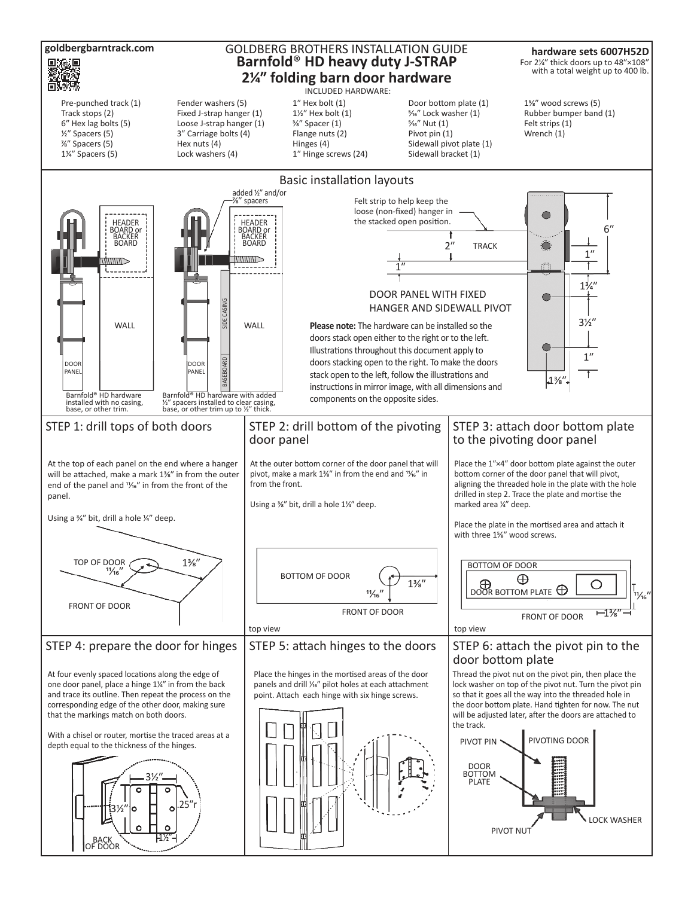goldbergbarntrack.com

# GOLDBERG BROTHERS INSTALLATION GUIDE
## Barnfold® HD heavy duty J-STRAP 2¼″ folding barn door hardware

**hardware sets 6007H52D**
For 2¼″ thick doors up to 48″×108″ with a total weight up to 400 lb.

INCLUDED HARDWARE:

- Pre-punched track (1)
- Track stops (2)
- 6″ Hex lag bolts (5)
- ½″ Spacers (5)
- ⅞″ Spacers (5)
- 1¼″ Spacers (5)
- Fender washers (5)
- Fixed J-strap hanger (1)
- Loose J-strap hanger (1)
- 3″ Carriage bolts (4)
- Hex nuts (4)
- Lock washers (4)
- 1″ Hex bolt (1)
- 1½″ Hex bolt (1)
- ⅜″ Spacer (1)
- Flange nuts (2)
- Hinges (4)
- 1″ Hinge screws (24)
- Door bottom plate (1)
- 5⁄16″ Lock washer (1)
- 5⁄16″ Nut (1)
- Pivot pin (1)
- Sidewall pivot plate (1)
- Sidewall bracket (1)
- 1⅝″ wood screws (5)
- Rubber bumper band (1)
- Felt strips (1)
- Wrench (1)

## Basic installation layouts

HEADER BOARD or BACKER BOARD — WALL — DOOR PANEL

Barnfold® HD hardware installed with no casing, base, or other trim.

added ½″ and/or ⅞″ spacers — HEADER BOARD or BACKER BOARD — SIDE CASING — BASEBOARD — WALL — DOOR PANEL

Barnfold® HD hardware with added ½″ spacers installed to clear casing, base, or other trim up to ½″ thick.

Felt strip to help keep the loose (non-fixed) hanger in the stacked open position.

TRACK — 2″ — 1″

DOOR PANEL WITH FIXED HANGER AND SIDEWALL PIVOT

6″ — 1″ — 1¾″ — 3½″ — 1″ — 1⅜″

**Please note:** The hardware can be installed so the doors stack open either to the right or to the left. Illustrations throughout this document apply to doors stacking open to the right. To make the doors stack open to the left, follow the illustrations and instructions in mirror image, with all dimensions and components on the opposite sides.

## STEP 1: drill tops of both doors

At the top of each panel on the end where a hanger will be attached, make a mark 1⅜″ in from the outer end of the panel and 11⁄16″ in from the front of the panel.

Using a ¾″ bit, drill a hole ¼″ deep.

TOP OF DOOR — 11⁄16″ — 1⅜″ — FRONT OF DOOR

## STEP 2: drill bottom of the pivoting door panel

At the outer bottom corner of the door panel that will pivot, make a mark 1⅜″ in from the end and 11⁄16″ in from the front.

Using a ⅜″ bit, drill a hole 1¼″ deep.

BOTTOM OF DOOR — 1⅜″ — 11⁄16″ — FRONT OF DOOR

top view

## STEP 3: attach door bottom plate to the pivoting door panel

Place the 1″×4″ door bottom plate against the outer bottom corner of the door panel that will pivot, aligning the threaded hole in the plate with the hole drilled in step 2. Trace the plate and mortise the marked area ¼″ deep.

Place the plate in the mortised area and attach it with three 1⅝″ wood screws.

BOTTOM OF DOOR — DOOR BOTTOM PLATE — 11⁄16″ — 1⅜″ — FRONT OF DOOR

top view

## STEP 4: prepare the door for hinges

At four evenly spaced locations along the edge of one door panel, place a hinge 1¼″ in from the back and trace its outline. Then repeat the process on the corresponding edge of the other door, making sure that the markings match on both doors.

With a chisel or router, mortise the traced areas at a depth equal to the thickness of the hinges.

3½″ — 3½″ — .25″r — 1½″ — BACK OF DOOR

## STEP 5: attach hinges to the doors

Place the hinges in the mortised areas of the door panels and drill 1⁄16″ pilot holes at each attachment point. Attach each hinge with six hinge screws.

## STEP 6: attach the pivot pin to the door bottom plate

Thread the pivot nut on the pivot pin, then place the lock washer on top of the pivot nut. Turn the pivot pin so that it goes all the way into the threaded hole in the door bottom plate. Hand tighten for now. The nut will be adjusted later, after the doors are attached to the track.

PIVOT PIN — PIVOTING DOOR — DOOR BOTTOM PLATE — LOCK WASHER — PIVOT NUT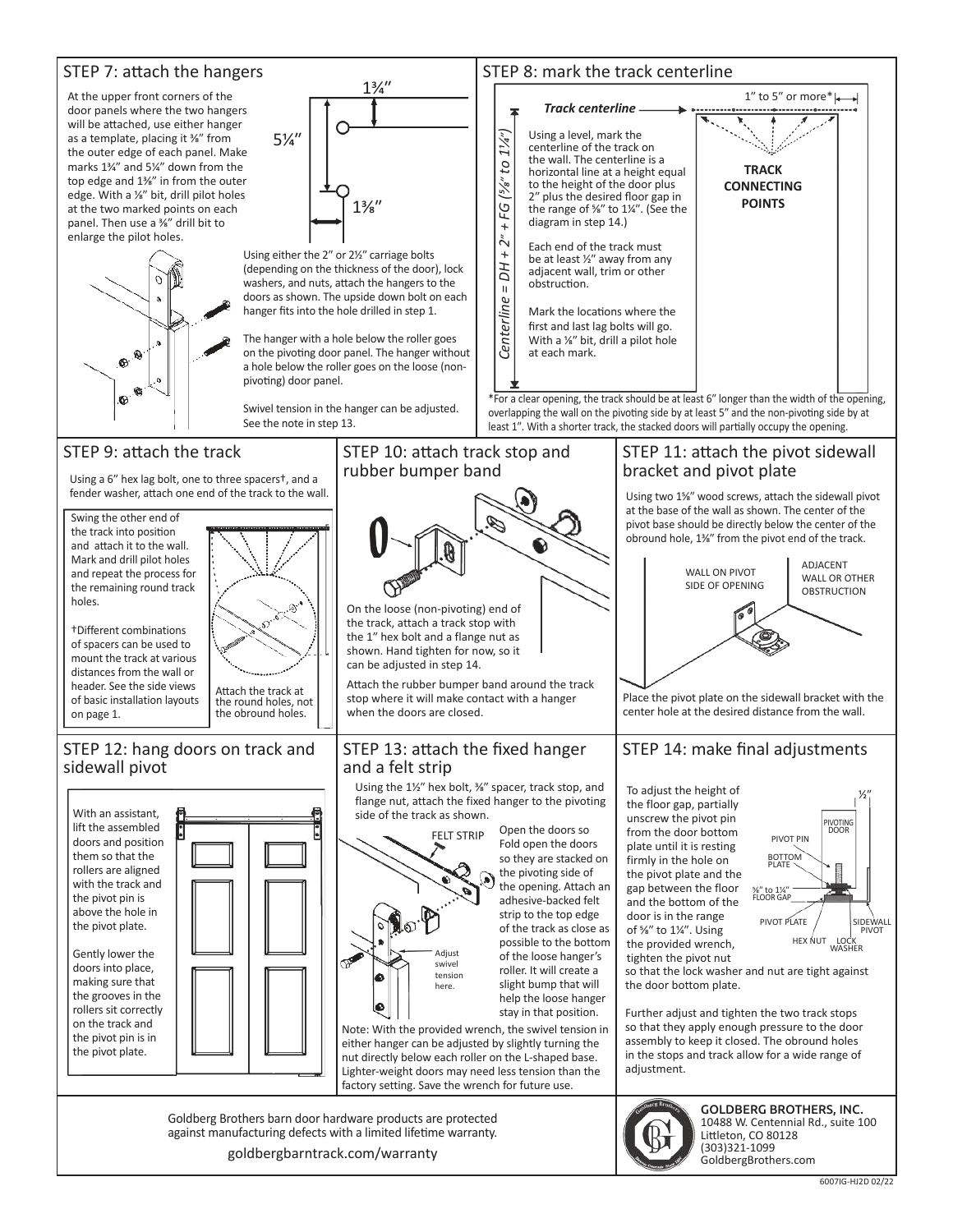## STEP 7: attach the hangers

At the upper front corners of the door panels where the two hangers will be attached, use either hanger as a template, placing it ⅜" from the outer edge of each panel. Make marks 1¾" and 5¼" down from the top edge and 1⅜" in from the outer edge. With a ⅛" bit, drill pilot holes at the two marked points on each panel. Then use a ⅜" drill bit to enlarge the pilot holes.

1¾"

5¼"

1⅜"

Using either the 2" or 2½" carriage bolts (depending on the thickness of the door), lock washers, and nuts, attach the hangers to the doors as shown. The upside down bolt on each hanger fits into the hole drilled in step 1.

The hanger with a hole below the roller goes on the pivoting door panel. The hanger without a hole below the roller goes on the loose (non-pivoting) door panel.

Swivel tension in the hanger can be adjusted. See the note in step 13.

## STEP 8: mark the track centerline

*Track centerline*

1" to 5" or more*

Centerline = DH + 2" + FG (⅝" to 1¼")

Using a level, mark the centerline of the track on the wall. The centerline is a horizontal line at a height equal to the height of the door plus 2" plus the desired floor gap in the range of ⅝" to 1¼". (See the diagram in step 14.)

Each end of the track must be at least ½" away from any adjacent wall, trim or other obstruction.

Mark the locations where the first and last lag bolts will go. With a ⅛" bit, drill a pilot hole at each mark.

**TRACK CONNECTING POINTS**

*For a clear opening, the track should be at least 6" longer than the width of the opening, overlapping the wall on the pivoting side by at least 5" and the non-pivoting side by at least 1". With a shorter track, the stacked doors will partially occupy the opening.

## STEP 9: attach the track

Using a 6" hex lag bolt, one to three spacers†, and a fender washer, attach one end of the track to the wall.

Swing the other end of the track into position and attach it to the wall. Mark and drill pilot holes and repeat the process for the remaining round track holes.

†Different combinations of spacers can be used to mount the track at various distances from the wall or header. See the side views of basic installation layouts on page 1.

Attach the track at the round holes, not the obround holes.

## STEP 10: attach track stop and rubber bumper band

On the loose (non-pivoting) end of the track, attach a track stop with the 1" hex bolt and a flange nut as shown. Hand tighten for now, so it can be adjusted in step 14.

Attach the rubber bumper band around the track stop where it will make contact with a hanger when the doors are closed.

## STEP 11: attach the pivot sidewall bracket and pivot plate

Using two 1⅝" wood screws, attach the sidewall pivot at the base of the wall as shown. The center of the pivot base should be directly below the center of the obround hole, 1⅜" from the pivot end of the track.

WALL ON PIVOT SIDE OF OPENING

ADJACENT WALL OR OTHER OBSTRUCTION

Place the pivot plate on the sidewall bracket with the center hole at the desired distance from the wall.

## STEP 12: hang doors on track and sidewall pivot

With an assistant, lift the assembled doors and position them so that the rollers are aligned with the track and the pivot pin is above the hole in the pivot plate.

Gently lower the doors into place, making sure that the grooves in the rollers sit correctly on the track and the pivot pin is in the pivot plate.

## STEP 13: attach the fixed hanger and a felt strip

Using the 1½" hex bolt, ⅜" spacer, track stop, and flange nut, attach the fixed hanger to the pivoting side of the track as shown.

FELT STRIP

Open the doors so Fold open the doors so they are stacked on the pivoting side of the opening. Attach an adhesive-backed felt strip to the top edge of the track as close as possible to the bottom of the loose hanger's roller. It will create a slight bump that will help the loose hanger stay in that position.

Adjust swivel tension here.

Note: With the provided wrench, the swivel tension in either hanger can be adjusted by slightly turning the nut directly below each roller on the L-shaped base. Lighter-weight doors may need less tension than the factory setting. Save the wrench for future use.

## STEP 14: make final adjustments

To adjust the height of the floor gap, partially unscrew the pivot pin from the door bottom plate until it is resting firmly in the hole on the pivot plate and the gap between the floor and the bottom of the door is in the range of ⅝" to 1¼". Using the provided wrench, tighten the pivot nut so that the lock washer and nut are tight against the door bottom plate.

½"

PIVOTING DOOR

PIVOT PIN

BOTTOM PLATE

⅝" to 1¼" FLOOR GAP

PIVOT PLATE

SIDEWALL PIVOT

HEX NUT

LOCK WASHER

Further adjust and tighten the two track stops so that they apply enough pressure to the door assembly to keep it closed. The obround holes in the stops and track allow for a wide range of adjustment.

Goldberg Brothers barn door hardware products are protected against manufacturing defects with a limited lifetime warranty.

goldbergbarntrack.com/warranty

**GOLDBERG BROTHERS, INC.**
10488 W. Centennial Rd., suite 100
Littleton, CO 80128
(303)321-1099
GoldbergBrothers.com

6007IG-HJ2D 02/22